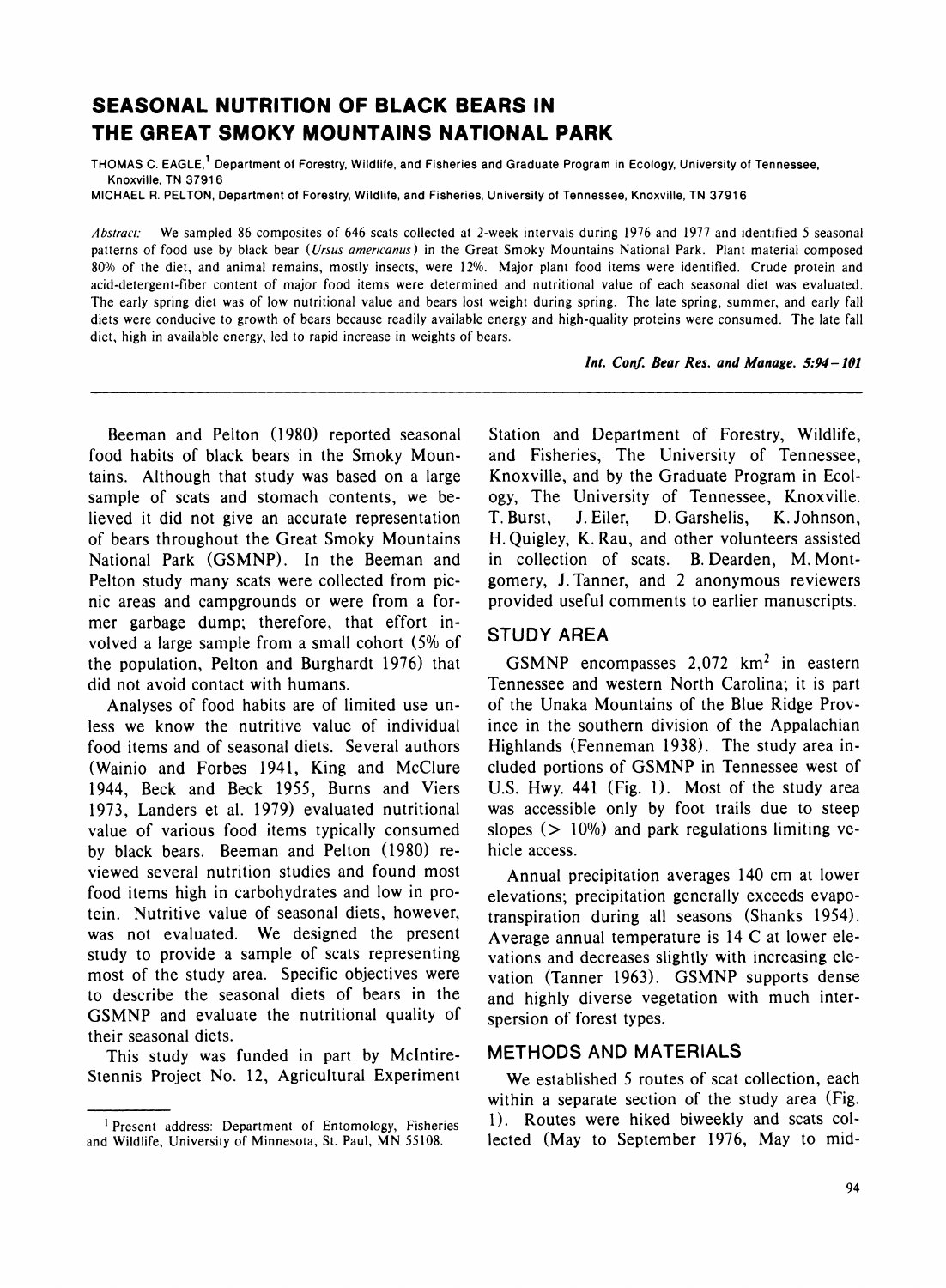# SEASONAL NUTRITION OF BLACK BEARS IN THE GREAT SMOKY MOUNTAINS NATIONAL PARK

THOMAS C. EAGLE,[1] Department of Forestry, Wildlife, and Fisheries and Graduate Program in Ecology, University of Tennessee, Knoxville, TN 37916

MICHAEL R. PELTON, Department of Forestry, Wildlife, and Fisheries, University of Tennessee, Knoxville, TN 37916

*Abstract:* We sampled 86 composites of 646 scats collected at 2-week intervals during 1976 and 1977 and identified 5 seasonal patterns of food use by black bear (*Ursus americanus*) in the Great Smoky Mountains National Park. Plant material composed 80% of the diet, and animal remains, mostly insects, were 12%. Major plant food items were identified. Crude protein and acid-detergent-fiber content of major food items were determined and nutritional value of each seasonal diet was evaluated. The early spring diet was of low nutritional value and bears lost weight during spring. The late spring, summer, and early fall diets were conducive to growth of bears because readily available energy and high-quality proteins were consumed. The late fall diet, high in available energy, led to rapid increase in weights of bears.

*Int. Conf. Bear Res. and Manage. 5:94–101*

Beeman and Pelton (1980) reported seasonal food habits of black bears in the Smoky Mountains. Although that study was based on a large sample of scats and stomach contents, we believed it did not give an accurate representation of bears throughout the Great Smoky Mountains National Park (GSMNP). In the Beeman and Pelton study many scats were collected from picnic areas and campgrounds or were from a former garbage dump; therefore, that effort involved a large sample from a small cohort (5% of the population, Pelton and Burghardt 1976) that did not avoid contact with humans.

Analyses of food habits are of limited use unless we know the nutritive value of individual food items and of seasonal diets. Several authors (Wainio and Forbes 1941, King and McClure 1944, Beck and Beck 1955, Burns and Viers 1973, Landers et al. 1979) evaluated nutritional value of various food items typically consumed by black bears. Beeman and Pelton (1980) reviewed several nutrition studies and found most food items high in carbohydrates and low in protein. Nutritive value of seasonal diets, however, was not evaluated. We designed the present study to provide a sample of scats representing most of the study area. Specific objectives were to describe the seasonal diets of bears in the GSMNP and evaluate the nutritional quality of their seasonal diets.

This study was funded in part by McIntire-Stennis Project No. 12, Agricultural Experiment Station and Department of Forestry, Wildlife, and Fisheries, The University of Tennessee, Knoxville, and by the Graduate Program in Ecology, The University of Tennessee, Knoxville. T. Burst, J. Eiler, D. Garshelis, K. Johnson, H. Quigley, K. Rau, and other volunteers assisted in collection of scats. B. Dearden, M. Montgomery, J. Tanner, and 2 anonymous reviewers provided useful comments to earlier manuscripts.

[1] Present address: Department of Entomology, Fisheries and Wildlife, University of Minnesota, St. Paul, MN 55108.

## STUDY AREA

GSMNP encompasses 2,072 km$^2$ in eastern Tennessee and western North Carolina; it is part of the Unaka Mountains of the Blue Ridge Province in the southern division of the Appalachian Highlands (Fenneman 1938). The study area included portions of GSMNP in Tennessee west of U.S. Hwy. 441 (Fig. 1). Most of the study area was accessible only by foot trails due to steep slopes (> 10%) and park regulations limiting vehicle access.

Annual precipitation averages 140 cm at lower elevations; precipitation generally exceeds evapotranspiration during all seasons (Shanks 1954). Average annual temperature is 14 C at lower elevations and decreases slightly with increasing elevation (Tanner 1963). GSMNP supports dense and highly diverse vegetation with much interspersion of forest types.

## METHODS AND MATERIALS

We established 5 routes of scat collection, each within a separate section of the study area (Fig. 1). Routes were hiked biweekly and scats collected (May to September 1976, May to mid-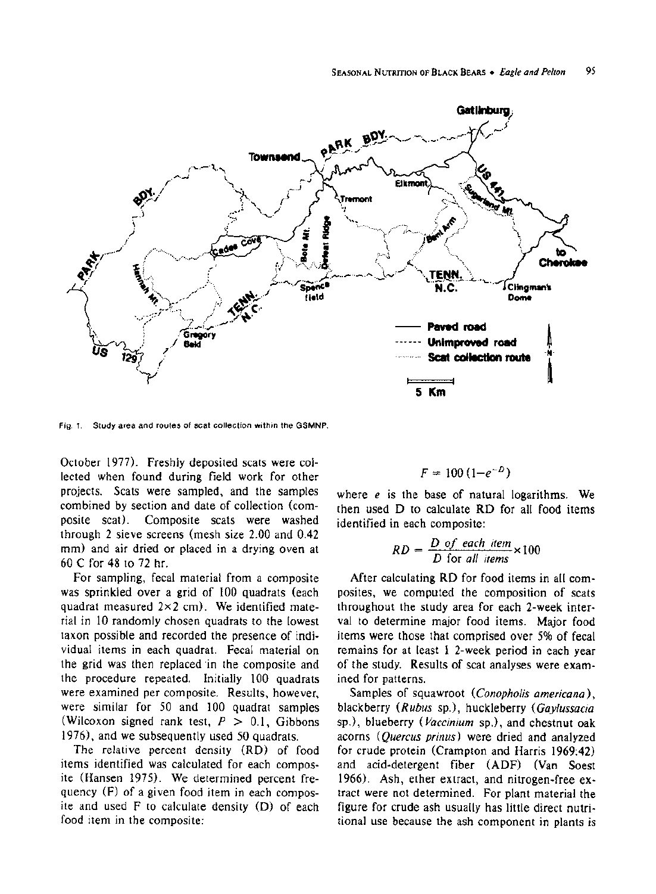Fig. 1. Study area and routes of scat collection within the GSMNP.

October 1977). Freshly deposited scats were collected when found during field work for other projects. Scats were sampled, and the samples combined by section and date of collection (composite scat). Composite scats were washed through 2 sieve screens (mesh size 2.00 and 0.42 mm) and air dried or placed in a drying oven at 60 C for 48 to 72 hr.

For sampling, fecal material from a composite was sprinkled over a grid of 100 quadrats (each quadrat measured 2×2 cm). We identified material in 10 randomly chosen quadrats to the lowest taxon possible and recorded the presence of individual items in each quadrat. Fecal material on the grid was then replaced in the composite and the procedure repeated. Initially 100 quadrats were examined per composite. Results, however, were similar for 50 and 100 quadrat samples (Wilcoxon signed rank test, $P > 0.1$, Gibbons 1976), and we subsequently used 50 quadrats.

The relative percent density (RD) of food items identified was calculated for each composite (Hansen 1975). We determined percent frequency (F) of a given food item in each composite and used F to calculate density (D) of each food item in the composite:

$$F = 100\,(1 - e^{-D})$$

where $e$ is the base of natural logarithms. We then used D to calculate RD for all food items identified in each composite:

$$RD = \frac{D \textit{ of each item}}{D \textit{ for all items}} \times 100$$

After calculating RD for food items in all composites, we computed the composition of scats throughout the study area for each 2-week interval to determine major food items. Major food items were those that comprised over 5% of fecal remains for at least 1 2-week period in each year of the study. Results of scat analyses were examined for patterns.

Samples of squawroot (*Conopholis americana*), blackberry (*Rubus* sp.), huckleberry (*Gaylussacia* sp.), blueberry (*Vaccinium* sp.), and chestnut oak acorns (*Quercus prinus*) were dried and analyzed for crude protein (Crampton and Harris 1969:42) and acid-detergent fiber (ADF) (Van Soest 1966). Ash, ether extract, and nitrogen-free extract were not determined. For plant material the figure for crude ash usually has little direct nutritional use because the ash component in plants is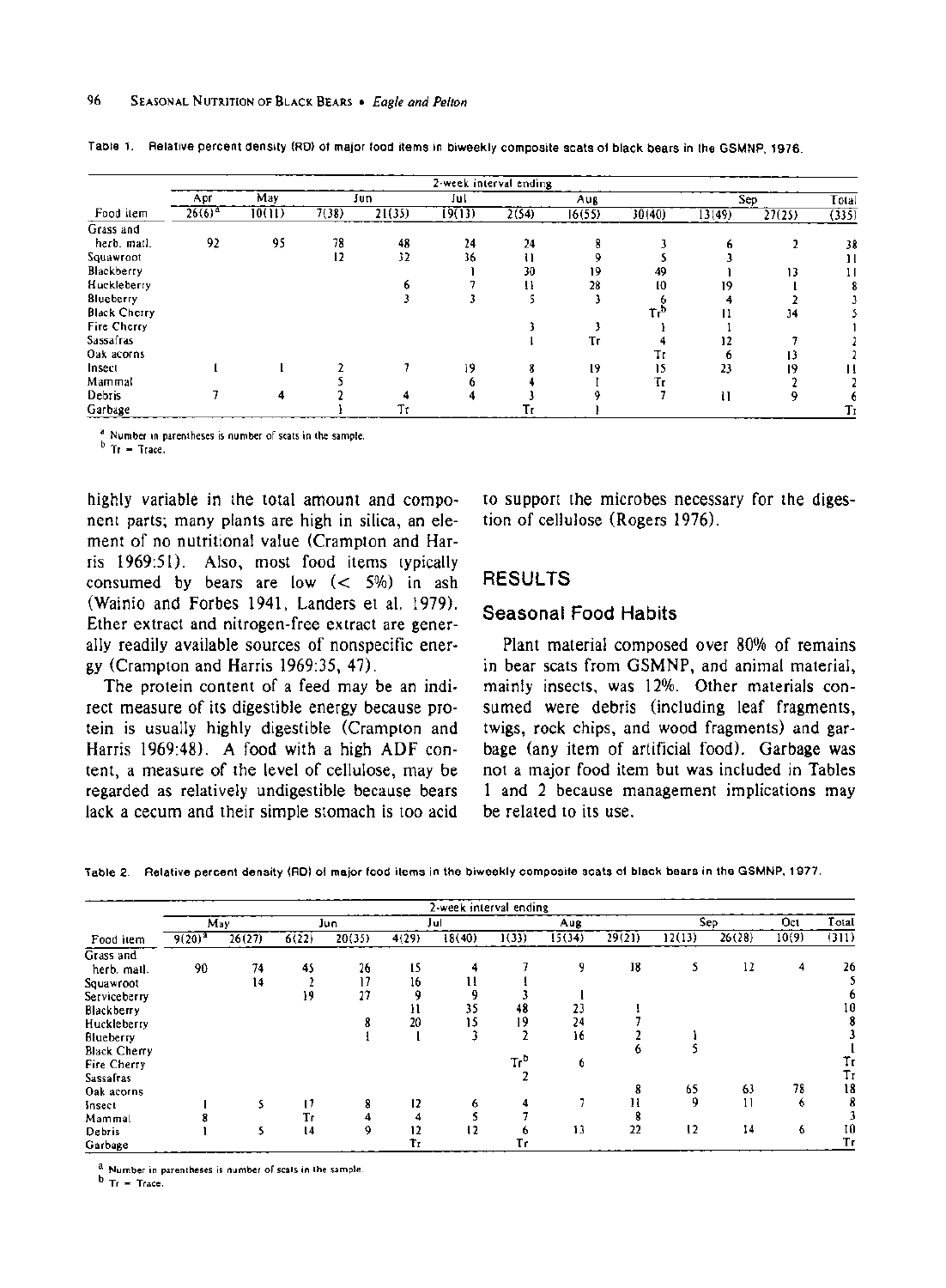Table 1. Relative percent density (RD) of major food items in biweekly composite scats of black bears in the GSMNP, 1976.

| | 2-week interval ending | | | | | | | | | | |
|---|---|---|---|---|---|---|---|---|---|---|---|
| | Apr | May | Jun | | Jul | | Aug | | | Sep | Total |
| Food item | 26(6)[a] | 10(11) | 7(38) | 21(35) | 19(13) | 2(54) | 16(55) | 30(40) | 13(49) | 27(25) | (335) |
| Grass and herb. matl. | 92 | 95 | 78 | 48 | 24 | 24 | 8 | 3 | 6 | 2 | 38 |
| Squawroot | | | 12 | 32 | 36 | 11 | 9 | 5 | 3 | | 11 |
| Blackberry | | | | | 1 | 30 | 19 | 49 | 1 | 13 | 11 |
| Huckleberry | | | | 6 | 7 | 11 | 28 | 10 | 19 | 1 | 8 |
| Blueberry | | | | 3 | 3 | 5 | 3 | 6 | 4 | 2 | 3 |
| Black Cherry | | | | | | | | Tr[b] | 11 | 34 | 5 |
| Fire Cherry | | | | | | 3 | 3 | 1 | 1 | | 1 |
| Sassafras | | | | | | 1 | Tr | 4 | 12 | 7 | 2 |
| Oak acorns | | | | | | | | Tr | 6 | 13 | 2 |
| Insect | 1 | 1 | 2 | 7 | 19 | 8 | 19 | 15 | 23 | 19 | 11 |
| Mammal | | | 5 | | 6 | 4 | 1 | Tr | | 2 | 2 |
| Debris | 7 | 4 | 2 | 4 | 4 | 3 | 9 | 7 | 11 | 9 | 6 |
| Garbage | | | 1 | Tr | | Tr | 1 | | | | Tr |

[a] Number in parentheses is number of scats in the sample.
[b] Tr = Trace.

highly variable in the total amount and component parts; many plants are high in silica, an element of no nutritional value (Crampton and Harris 1969:51). Also, most food items typically consumed by bears are low (< 5%) in ash (Wainio and Forbes 1941, Landers et al. 1979). Ether extract and nitrogen-free extract are generally readily available sources of nonspecific energy (Crampton and Harris 1969:35, 47).

The protein content of a feed may be an indirect measure of its digestible energy because protein is usually highly digestible (Crampton and Harris 1969:48). A food with a high ADF content, a measure of the level of cellulose, may be regarded as relatively undigestible because bears lack a cecum and their simple stomach is too acid to support the microbes necessary for the digestion of cellulose (Rogers 1976).

## RESULTS

### Seasonal Food Habits

Plant material composed over 80% of remains in bear scats from GSMNP, and animal material, mainly insects, was 12%. Other materials consumed were debris (including leaf fragments, twigs, rock chips, and wood fragments) and garbage (any item of artificial food). Garbage was not a major food item but was included in Tables 1 and 2 because management implications may be related to its use.

Table 2. Relative percent density (RD) of major food items in the biweekly composite scats of black bears in the GSMNP, 1977.

| | 2-week interval ending | | | | | | | | | | | | |
|---|---|---|---|---|---|---|---|---|---|---|---|---|---|
| | May | | Jun | | Jul | | | Aug | | Sep | | Oct | Total |
| Food item | 9(20)[a] | 26(27) | 6(22) | 20(35) | 4(29) | 18(40) | 1(33) | 15(34) | 29(21) | 12(13) | 26(28) | 10(9) | (311) |
| Grass and herb. matl. | 90 | 74 | 45 | 26 | 15 | 4 | 7 | 9 | 18 | 5 | 12 | 4 | 26 |
| Squawroot | | 14 | 2 | 17 | 16 | 11 | 1 | | | | | | 5 |
| Serviceberry | | | 19 | 27 | 9 | 9 | 3 | 1 | | | | | 6 |
| Blackberry | | | | | 11 | 35 | 48 | 23 | 1 | | | | 10 |
| Huckleberry | | | | 8 | 20 | 15 | 19 | 24 | 7 | | | | 8 |
| Blueberry | | | | 1 | 1 | 3 | 2 | 16 | 2 | 1 | | | 3 |
| Black Cherry | | | | | | | | | 6 | 5 | | | 1 |
| Fire Cherry | | | | | | | Tr[b] | 6 | | | | | Tr |
| Sassafras | | | | | | | 2 | | | | | | Tr |
| Oak acorns | | | | | | | | | 8 | 65 | 63 | 78 | 18 |
| Insect | 1 | 5 | 17 | 8 | 12 | 6 | 4 | 7 | 11 | 9 | 11 | 6 | 8 |
| Mammal | 8 | | Tr | 4 | 4 | 5 | 7 | | 8 | | | | 3 |
| Debris | 1 | 5 | 14 | 9 | 12 | 12 | 6 | 13 | 22 | 12 | 14 | 6 | 10 |
| Garbage | | | | | Tr | | Tr | | | | | | Tr |

[a] Number in parentheses is number of scats in the sample.
[b] Tr = Trace.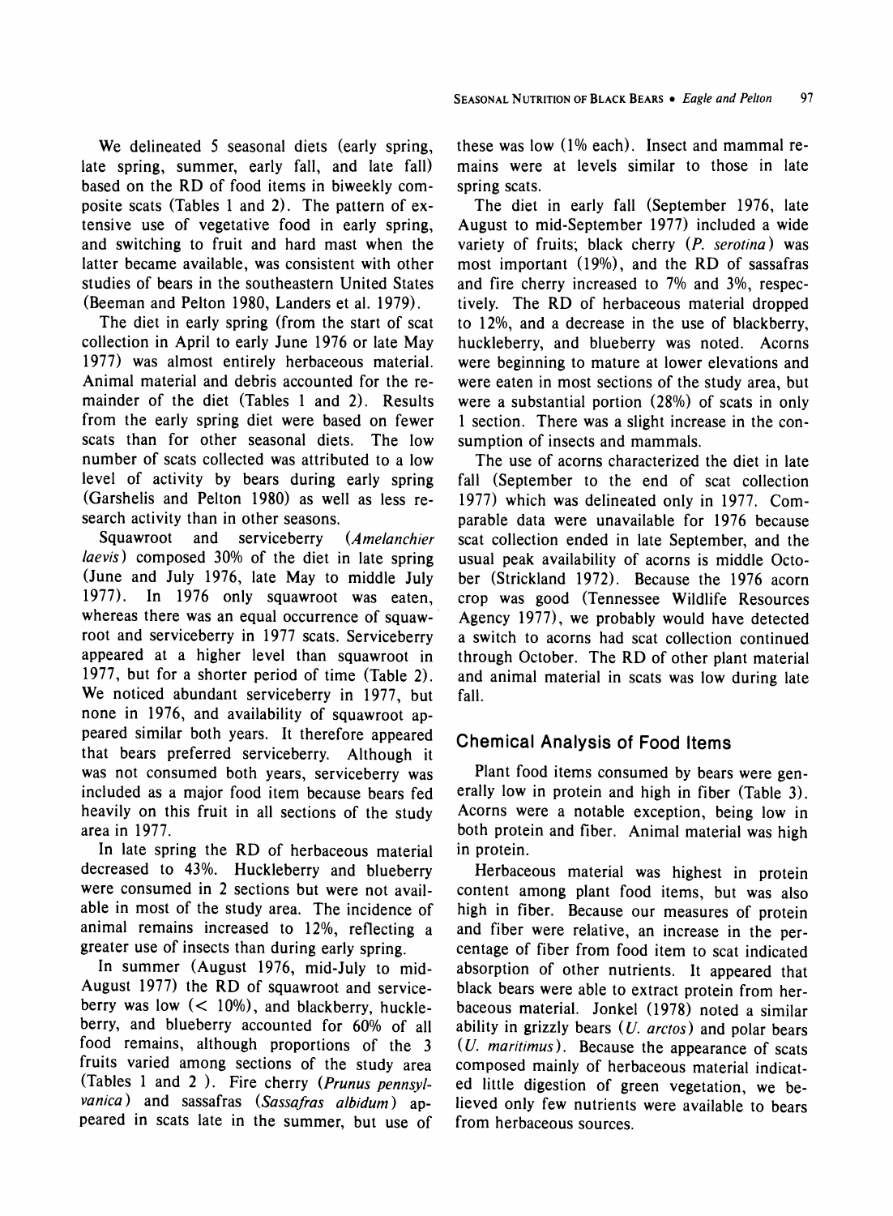We delineated 5 seasonal diets (early spring, late spring, summer, early fall, and late fall) based on the RD of food items in biweekly composite scats (Tables 1 and 2). The pattern of extensive use of vegetative food in early spring, and switching to fruit and hard mast when the latter became available, was consistent with other studies of bears in the southeastern United States (Beeman and Pelton 1980, Landers et al. 1979).

The diet in early spring (from the start of scat collection in April to early June 1976 or late May 1977) was almost entirely herbaceous material. Animal material and debris accounted for the remainder of the diet (Tables 1 and 2). Results from the early spring diet were based on fewer scats than for other seasonal diets. The low number of scats collected was attributed to a low level of activity by bears during early spring (Garshelis and Pelton 1980) as well as less research activity than in other seasons.

Squawroot and serviceberry (*Amelanchier laevis*) composed 30% of the diet in late spring (June and July 1976, late May to middle July 1977). In 1976 only squawroot was eaten, whereas there was an equal occurrence of squawroot and serviceberry in 1977 scats. Serviceberry appeared at a higher level than squawroot in 1977, but for a shorter period of time (Table 2). We noticed abundant serviceberry in 1977, but none in 1976, and availability of squawroot appeared similar both years. It therefore appeared that bears preferred serviceberry. Although it was not consumed both years, serviceberry was included as a major food item because bears fed heavily on this fruit in all sections of the study area in 1977.

In late spring the RD of herbaceous material decreased to 43%. Huckleberry and blueberry were consumed in 2 sections but were not available in most of the study area. The incidence of animal remains increased to 12%, reflecting a greater use of insects than during early spring.

In summer (August 1976, mid-July to mid-August 1977) the RD of squawroot and serviceberry was low (< 10%), and blackberry, huckleberry, and blueberry accounted for 60% of all food remains, although proportions of the 3 fruits varied among sections of the study area (Tables 1 and 2 ). Fire cherry (*Prunus pennsylvanica*) and sassafras (*Sassafras albidum*) appeared in scats late in the summer, but use of these was low (1% each). Insect and mammal remains were at levels similar to those in late spring scats.

The diet in early fall (September 1976, late August to mid-September 1977) included a wide variety of fruits; black cherry (*P. serotina*) was most important (19%), and the RD of sassafras and fire cherry increased to 7% and 3%, respectively. The RD of herbaceous material dropped to 12%, and a decrease in the use of blackberry, huckleberry, and blueberry was noted. Acorns were beginning to mature at lower elevations and were eaten in most sections of the study area, but were a substantial portion (28%) of scats in only 1 section. There was a slight increase in the consumption of insects and mammals.

The use of acorns characterized the diet in late fall (September to the end of scat collection 1977) which was delineated only in 1977. Comparable data were unavailable for 1976 because scat collection ended in late September, and the usual peak availability of acorns is middle October (Strickland 1972). Because the 1976 acorn crop was good (Tennessee Wildlife Resources Agency 1977), we probably would have detected a switch to acorns had scat collection continued through October. The RD of other plant material and animal material in scats was low during late fall.

## Chemical Analysis of Food Items

Plant food items consumed by bears were generally low in protein and high in fiber (Table 3). Acorns were a notable exception, being low in both protein and fiber. Animal material was high in protein.

Herbaceous material was highest in protein content among plant food items, but was also high in fiber. Because our measures of protein and fiber were relative, an increase in the percentage of fiber from food item to scat indicated absorption of other nutrients. It appeared that black bears were able to extract protein from herbaceous material. Jonkel (1978) noted a similar ability in grizzly bears (*U. arctos*) and polar bears (*U. maritimus*). Because the appearance of scats composed mainly of herbaceous material indicated little digestion of green vegetation, we believed only few nutrients were available to bears from herbaceous sources.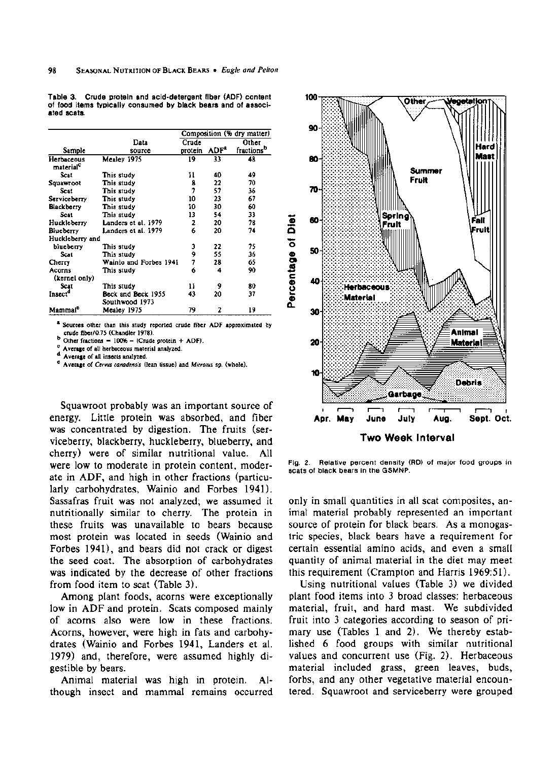Table 3. Crude protein and acid-detergent fiber (ADF) content of food items typically consumed by black bears and of associated scats.

| Sample | Data source | Composition (% dry matter) | | |
|---|---|---|---|---|
| | | Crude protein | ADF[a] | Other fractions[b] |
| Herbaceous material[c] | Mealey 1975 | 19 | 33 | 48 |
| Scat | This study | 11 | 40 | 49 |
| Squawroot | This study | 8 | 22 | 70 |
| Scat | This study | 7 | 57 | 36 |
| Serviceberry | This study | 10 | 23 | 67 |
| Blackberry | This study | 10 | 30 | 60 |
| Scat | This study | 13 | 54 | 33 |
| Huckleberry | Landers et al. 1979 | 2 | 20 | 78 |
| Blueberry | Landers et al. 1979 | 6 | 20 | 74 |
| Huckleberry and blueberry | This study | 3 | 22 | 75 |
| Scat | This study | 9 | 55 | 36 |
| Cherry | Wainio and Forbes 1941 | 7 | 28 | 65 |
| Acorns (kernel only) | This study | 6 | 4 | 90 |
| Scat | This study | 11 | 9 | 80 |
| Insect[d] | Beck and Beck 1955 Southwood 1973 | 43 | 20 | 37 |
| Mammal[e] | Mealey 1975 | 79 | 2 | 19 |

[a] Sources other than this study reported crude fiber ADF approximated by crude fiber/0.75 (Chandler 1978).
[b] Other fractions = 100% − (Crude protein + ADF).
[c] Average of all herbaceous material analyzed.
[d] Average of all insects analyzed.
[e] Average of *Cervus canadensis* (lean tissue) and *Microtus* sp. (whole).

Squawroot probably was an important source of energy. Little protein was absorbed, and fiber was concentrated by digestion. The fruits (serviceberry, blackberry, huckleberry, blueberry, and cherry) were of similar nutritional value. All were low to moderate in protein content, moderate in ADF, and high in other fractions (particularly carbohydrates, Wainio and Forbes 1941). Sassafras fruit was not analyzed; we assumed it nutritionally similar to cherry. The protein in these fruits was unavailable to bears because most protein was located in seeds (Wainio and Forbes 1941), and bears did not crack or digest the seed coat. The absorption of carbohydrates was indicated by the decrease of other fractions from food item to scat (Table 3).

Among plant foods, acorns were exceptionally low in ADF and protein. Scats composed mainly of acorns also were low in these fractions. Acorns, however, were high in fats and carbohydrates (Wainio and Forbes 1941, Landers et al. 1979) and, therefore, were assumed highly digestible by bears.

Animal material was high in protein. Although insect and mammal remains occurred only in small quantities in all scat composites, animal material probably represented an important source of protein for black bears. As a monogastric species, black bears have a requirement for certain essential amino acids, and even a small quantity of animal material in the diet may meet this requirement (Crampton and Harris 1969:51).

Fig. 2. Relative percent density (RD) of major food groups in scats of black bears in the GSMNP.

Using nutritional values (Table 3) we divided plant food items into 3 broad classes: herbaceous material, fruit, and hard mast. We subdivided fruit into 3 categories according to season of primary use (Tables 1 and 2). We thereby established 6 food groups with similar nutritional values and concurrent use (Fig. 2). Herbaceous material included grass, green leaves, buds, forbs, and any other vegetative material encountered. Squawroot and serviceberry were grouped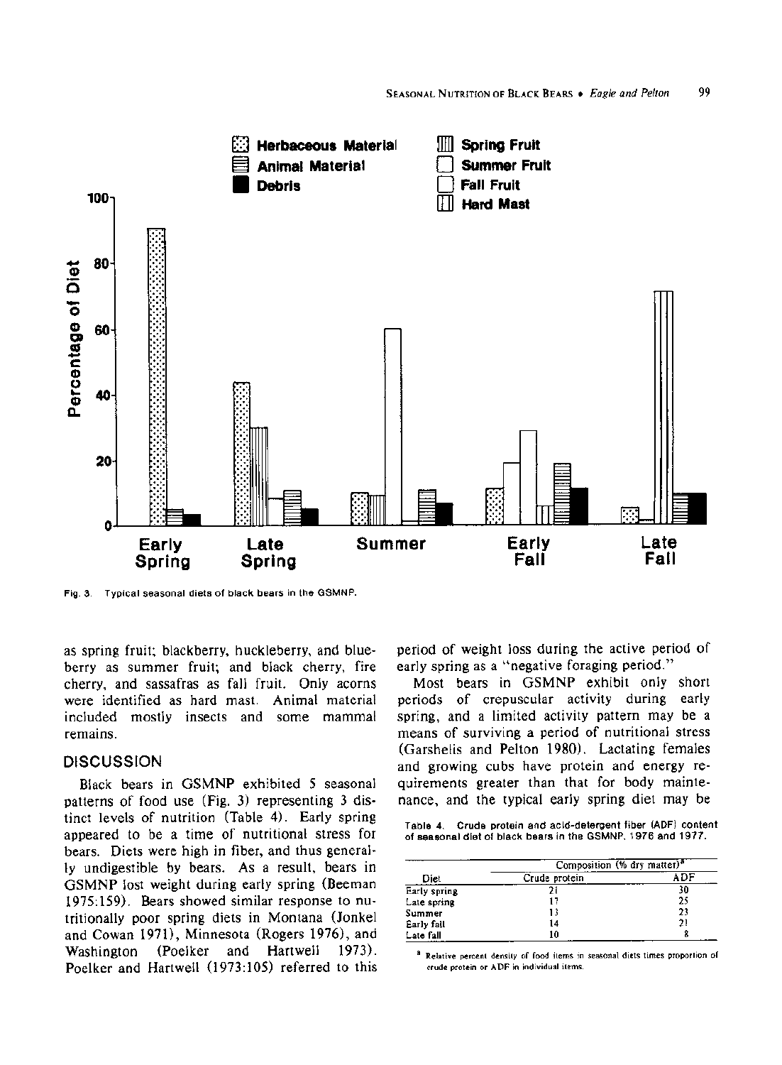Fig. 3. Typical seasonal diets of black bears in the GSMNP.

as spring fruit; blackberry, huckleberry, and blueberry as summer fruit; and black cherry, fire cherry, and sassafras as fall fruit. Only acorns were identified as hard mast. Animal material included mostly insects and some mammal remains.

## DISCUSSION

Black bears in GSMNP exhibited 5 seasonal patterns of food use (Fig. 3) representing 3 distinct levels of nutrition (Table 4). Early spring appeared to be a time of nutritional stress for bears. Diets were high in fiber, and thus generally undigestible by bears. As a result, bears in GSMNP lost weight during early spring (Beeman 1975:159). Bears showed similar response to nutritionally poor spring diets in Montana (Jonkel and Cowan 1971), Minnesota (Rogers 1976), and Washington (Poelker and Hartwell 1973). Poelker and Hartwell (1973:105) referred to this period of weight loss during the active period of early spring as a "negative foraging period."

Most bears in GSMNP exhibit only short periods of crepuscular activity during early spring, and a limited activity pattern may be a means of surviving a period of nutritional stress (Garshelis and Pelton 1980). Lactating females and growing cubs have protein and energy requirements greater than that for body maintenance, and the typical early spring diet may be

Table 4. Crude protein and acid-detergent fiber (ADF) content of seasonal diet of black bears in the GSMNP, 1976 and 1977.

| Diet | Composition (% dry matter)[a] | |
|---|---|---|
| | Crude protein | ADF |
| Early spring | 21 | 30 |
| Late spring | 17 | 25 |
| Summer | 13 | 23 |
| Early fall | 14 | 21 |
| Late fall | 10 | 8 |

[a] Relative percent density of food items in seasonal diets times proportion of crude protein or ADF in individual items.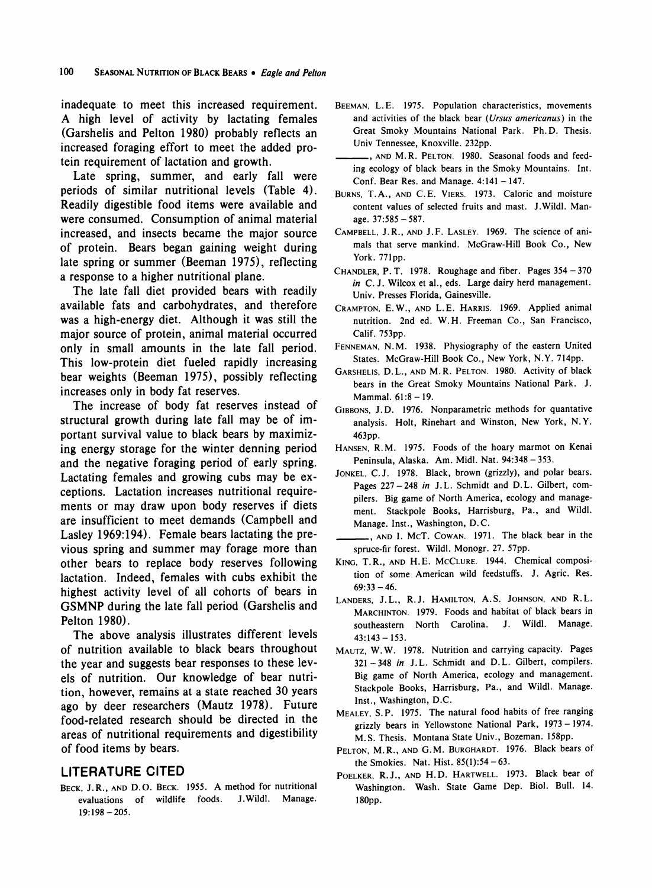inadequate to meet this increased requirement. A high level of activity by lactating females (Garshelis and Pelton 1980) probably reflects an increased foraging effort to meet the added protein requirement of lactation and growth.

Late spring, summer, and early fall were periods of similar nutritional levels (Table 4). Readily digestible food items were available and were consumed. Consumption of animal material increased, and insects became the major source of protein. Bears began gaining weight during late spring or summer (Beeman 1975), reflecting a response to a higher nutritional plane.

The late fall diet provided bears with readily available fats and carbohydrates, and therefore was a high-energy diet. Although it was still the major source of protein, animal material occurred only in small amounts in the late fall period. This low-protein diet fueled rapidly increasing bear weights (Beeman 1975), possibly reflecting increases only in body fat reserves.

The increase of body fat reserves instead of structural growth during late fall may be of important survival value to black bears by maximizing energy storage for the winter denning period and the negative foraging period of early spring. Lactating females and growing cubs may be exceptions. Lactation increases nutritional requirements or may draw upon body reserves if diets are insufficient to meet demands (Campbell and Lasley 1969:194). Female bears lactating the previous spring and summer may forage more than other bears to replace body reserves following lactation. Indeed, females with cubs exhibit the highest activity level of all cohorts of bears in GSMNP during the late fall period (Garshelis and Pelton 1980).

The above analysis illustrates different levels of nutrition available to black bears throughout the year and suggests bear responses to these levels of nutrition. Our knowledge of bear nutrition, however, remains at a state reached 30 years ago by deer researchers (Mautz 1978). Future food-related research should be directed in the areas of nutritional requirements and digestibility of food items by bears.

## LITERATURE CITED

Beck, J.R., and D.O. Beck. 1955. A method for nutritional evaluations of wildlife foods. J.Wildl. Manage. 19:198 – 205.

Beeman, L.E. 1975. Population characteristics, movements and activities of the black bear (*Ursus americanus*) in the Great Smoky Mountains National Park. Ph.D. Thesis. Univ Tennessee, Knoxville. 232pp.

———, and M.R. Pelton. 1980. Seasonal foods and feeding ecology of black bears in the Smoky Mountains. Int. Conf. Bear Res. and Manage. 4:141 – 147.

Burns, T.A., and C.E. Viers. 1973. Caloric and moisture content values of selected fruits and mast. J.Wildl. Manage. 37:585 – 587.

Campbell, J.R., and J.F. Lasley. 1969. The science of animals that serve mankind. McGraw-Hill Book Co., New York. 771pp.

Chandler, P.T. 1978. Roughage and fiber. Pages 354 – 370 *in* C.J. Wilcox et al., eds. Large dairy herd management. Univ. Presses Florida, Gainesville.

Crampton, E.W., and L.E. Harris. 1969. Applied animal nutrition. 2nd ed. W.H. Freeman Co., San Francisco, Calif. 753pp.

Fenneman, N.M. 1938. Physiography of the eastern United States. McGraw-Hill Book Co., New York, N.Y. 714pp.

Garshelis, D.L., and M.R. Pelton. 1980. Activity of black bears in the Great Smoky Mountains National Park. J. Mammal. 61:8 – 19.

Gibbons, J.D. 1976. Nonparametric methods for quantative analysis. Holt, Rinehart and Winston, New York, N.Y. 463pp.

Hansen, R.M. 1975. Foods of the hoary marmot on Kenai Peninsula, Alaska. Am. Midl. Nat. 94:348 – 353.

Jonkel, C.J. 1978. Black, brown (grizzly), and polar bears. Pages 227 – 248 *in* J.L. Schmidt and D.L. Gilbert, compilers. Big game of North America, ecology and management. Stackpole Books, Harrisburg, Pa., and Wildl. Manage. Inst., Washington, D.C.

———, and I. McT. Cowan. 1971. The black bear in the spruce-fir forest. Wildl. Monogr. 27. 57pp.

King, T.R., and H.E. McClure. 1944. Chemical composition of some American wild feedstuffs. J. Agric. Res. 69:33 – 46.

Landers, J.L., R.J. Hamilton, A.S. Johnson, and R.L. Marchinton. 1979. Foods and habitat of black bears in southeastern North Carolina. J. Wildl. Manage. 43:143 – 153.

Mautz, W.W. 1978. Nutrition and carrying capacity. Pages 321 – 348 *in* J.L. Schmidt and D.L. Gilbert, compilers. Big game of North America, ecology and management. Stackpole Books, Harrisburg, Pa., and Wildl. Manage. Inst., Washington, D.C.

Mealey, S.P. 1975. The natural food habits of free ranging grizzly bears in Yellowstone National Park, 1973 – 1974. M.S. Thesis. Montana State Univ., Bozeman. 158pp.

Pelton, M.R., and G.M. Burghardt. 1976. Black bears of the Smokies. Nat. Hist. 85(1):54 – 63.

Poelker, R.J., and H.D. Hartwell. 1973. Black bear of Washington. Wash. State Game Dep. Biol. Bull. 14. 180pp.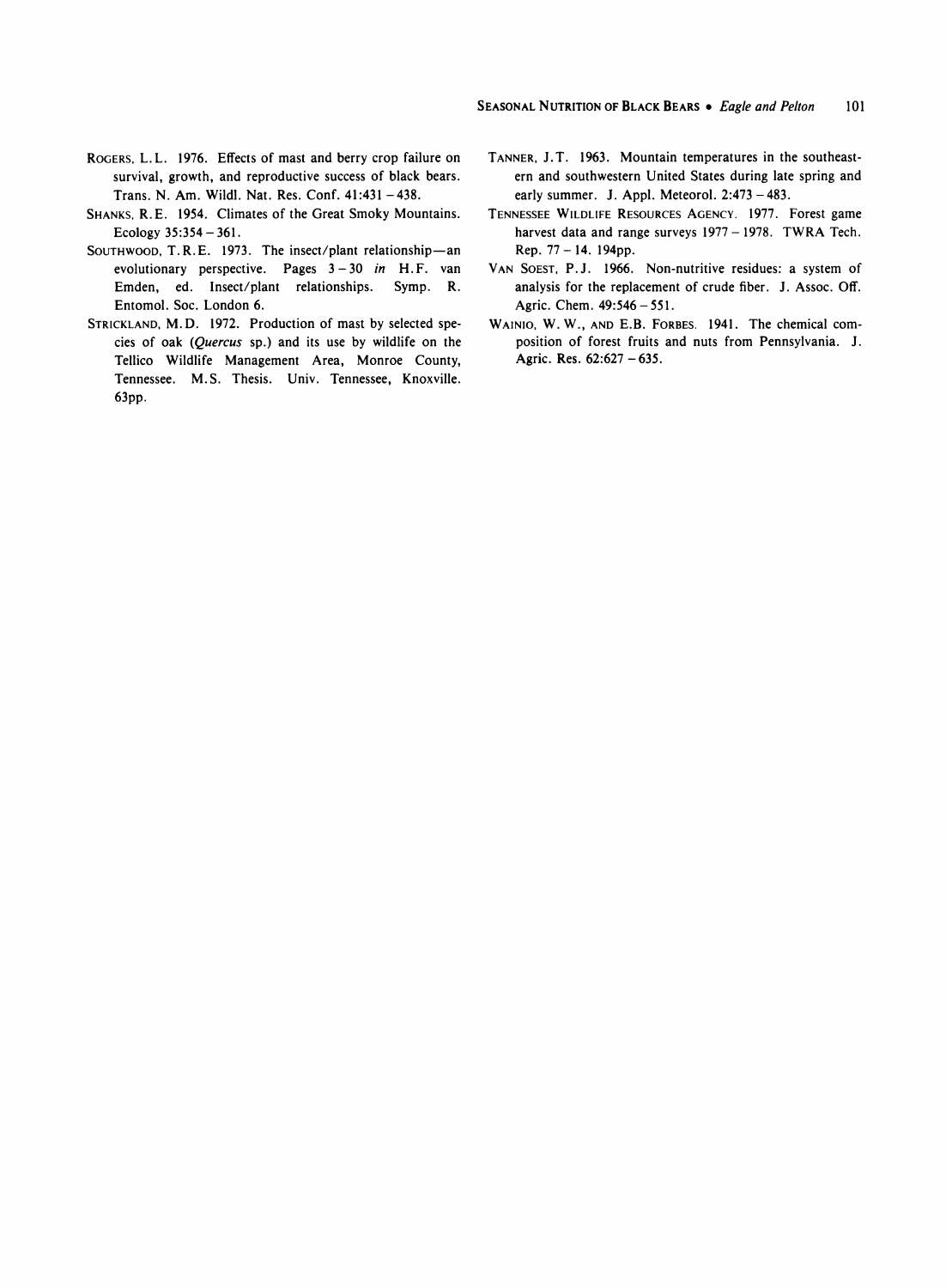ROGERS, L.L. 1976. Effects of mast and berry crop failure on survival, growth, and reproductive success of black bears. Trans. N. Am. Wildl. Nat. Res. Conf. 41:431 – 438.

SHANKS, R.E. 1954. Climates of the Great Smoky Mountains. Ecology 35:354 – 361.

SOUTHWOOD, T.R.E. 1973. The insect/plant relationship—an evolutionary perspective. Pages 3 – 30 *in* H.F. van Emden, ed. Insect/plant relationships. Symp. R. Entomol. Soc. London 6.

STRICKLAND, M.D. 1972. Production of mast by selected species of oak (*Quercus* sp.) and its use by wildlife on the Tellico Wildlife Management Area, Monroe County, Tennessee. M.S. Thesis. Univ. Tennessee, Knoxville. 63pp.

TANNER, J.T. 1963. Mountain temperatures in the southeastern and southwestern United States during late spring and early summer. J. Appl. Meteorol. 2:473 – 483.

TENNESSEE WILDLIFE RESOURCES AGENCY. 1977. Forest game harvest data and range surveys 1977 – 1978. TWRA Tech. Rep. 77 – 14. 194pp.

VAN SOEST, P.J. 1966. Non-nutritive residues: a system of analysis for the replacement of crude fiber. J. Assoc. Off. Agric. Chem. 49:546 – 551.

WAINIO, W.W., AND E.B. FORBES. 1941. The chemical composition of forest fruits and nuts from Pennsylvania. J. Agric. Res. 62:627 – 635.